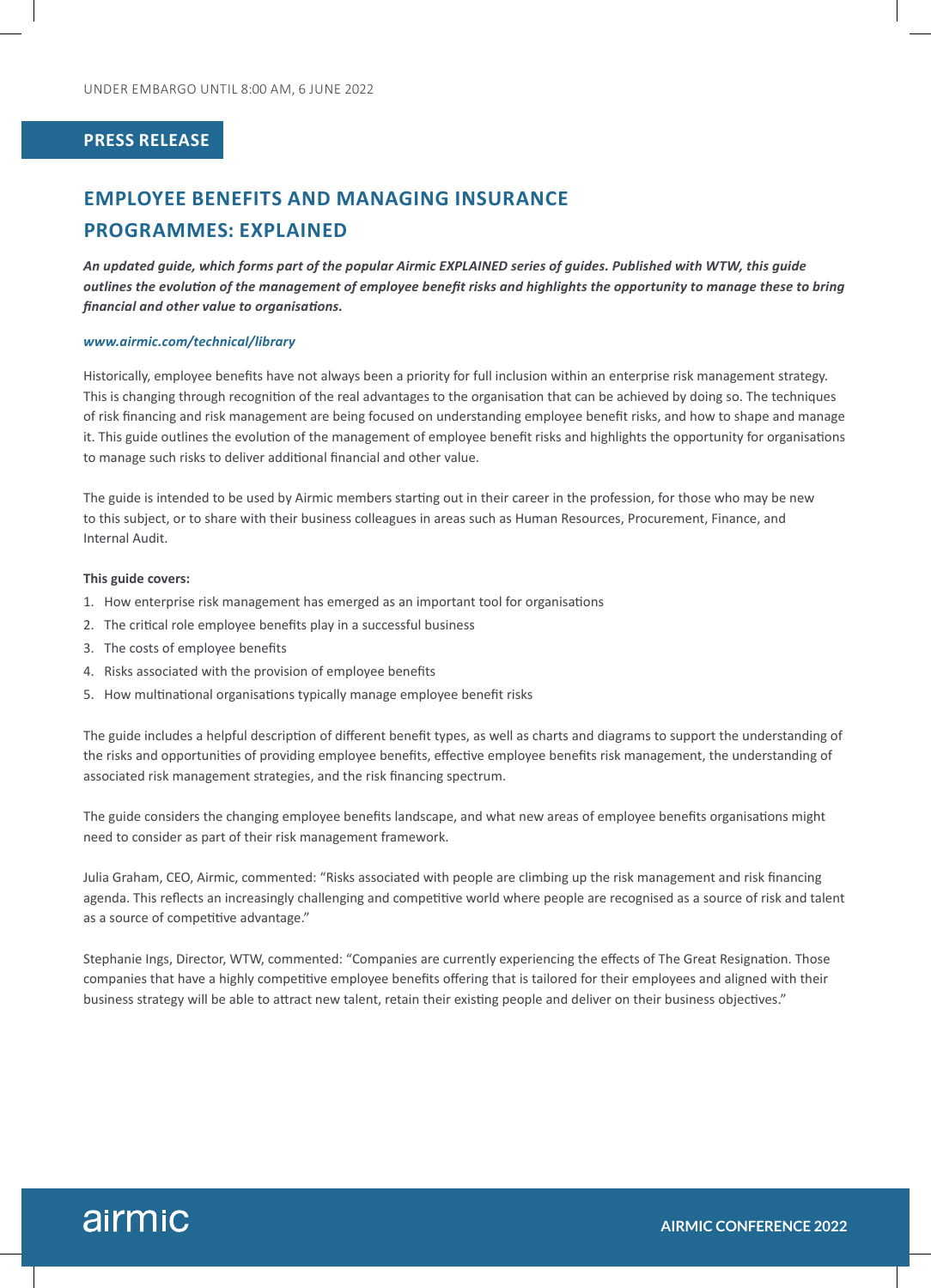UNDER EMBARGO UNTIL 8:00 AM, 6 JUNE 2022

**PRESS RELEASE**

# EMPLOYEE BENEFITS AND MANAGING INSURANCE PROGRAMMES: EXPLAINED

***An updated guide, which forms part of the popular Airmic EXPLAINED series of guides. Published with WTW, this guide outlines the evolution of the management of employee benefit risks and highlights the opportunity to manage these to bring financial and other value to organisations.***

***www.airmic.com/technical/library***

Historically, employee benefits have not always been a priority for full inclusion within an enterprise risk management strategy. This is changing through recognition of the real advantages to the organisation that can be achieved by doing so. The techniques of risk financing and risk management are being focused on understanding employee benefit risks, and how to shape and manage it. This guide outlines the evolution of the management of employee benefit risks and highlights the opportunity for organisations to manage such risks to deliver additional financial and other value.

The guide is intended to be used by Airmic members starting out in their career in the profession, for those who may be new to this subject, or to share with their business colleagues in areas such as Human Resources, Procurement, Finance, and Internal Audit.

**This guide covers:**

1. How enterprise risk management has emerged as an important tool for organisations
2. The critical role employee benefits play in a successful business
3. The costs of employee benefits
4. Risks associated with the provision of employee benefits
5. How multinational organisations typically manage employee benefit risks

The guide includes a helpful description of different benefit types, as well as charts and diagrams to support the understanding of the risks and opportunities of providing employee benefits, effective employee benefits risk management, the understanding of associated risk management strategies, and the risk financing spectrum.

The guide considers the changing employee benefits landscape, and what new areas of employee benefits organisations might need to consider as part of their risk management framework.

Julia Graham, CEO, Airmic, commented: "Risks associated with people are climbing up the risk management and risk financing agenda. This reflects an increasingly challenging and competitive world where people are recognised as a source of risk and talent as a source of competitive advantage."

Stephanie Ings, Director, WTW, commented: "Companies are currently experiencing the effects of The Great Resignation. Those companies that have a highly competitive employee benefits offering that is tailored for their employees and aligned with their business strategy will be able to attract new talent, retain their existing people and deliver on their business objectives."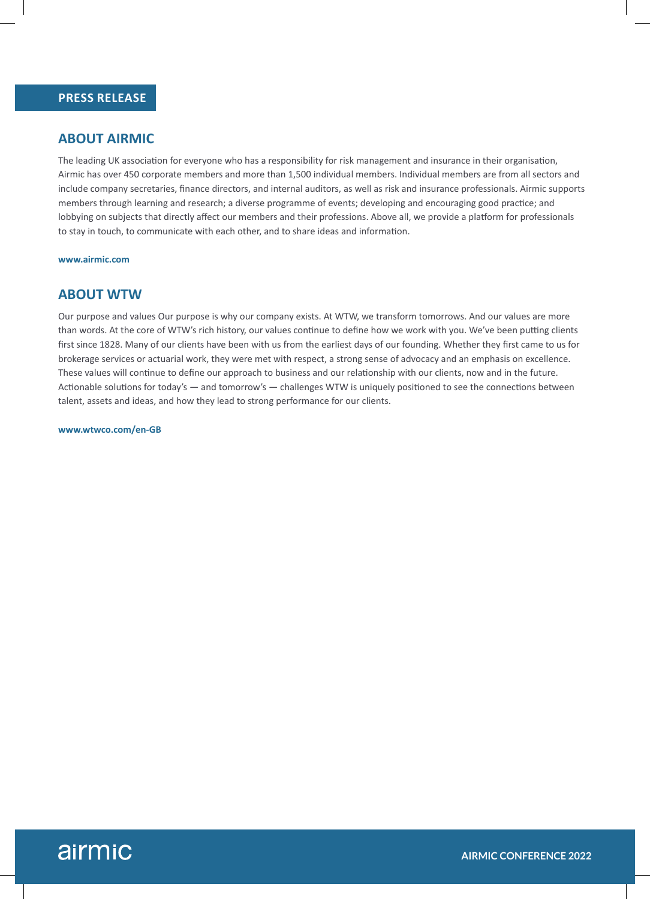## ABOUT AIRMIC

The leading UK association for everyone who has a responsibility for risk management and insurance in their organisation, Airmic has over 450 corporate members and more than 1,500 individual members. Individual members are from all sectors and include company secretaries, finance directors, and internal auditors, as well as risk and insurance professionals. Airmic supports members through learning and research; a diverse programme of events; developing and encouraging good practice; and lobbying on subjects that directly affect our members and their professions. Above all, we provide a platform for professionals to stay in touch, to communicate with each other, and to share ideas and information.

**www.airmic.com**

## ABOUT WTW

Our purpose and values Our purpose is why our company exists. At WTW, we transform tomorrows. And our values are more than words. At the core of WTW's rich history, our values continue to define how we work with you. We've been putting clients first since 1828. Many of our clients have been with us from the earliest days of our founding. Whether they first came to us for brokerage services or actuarial work, they were met with respect, a strong sense of advocacy and an emphasis on excellence. These values will continue to define our approach to business and our relationship with our clients, now and in the future. Actionable solutions for today's — and tomorrow's — challenges WTW is uniquely positioned to see the connections between talent, assets and ideas, and how they lead to strong performance for our clients.

**www.wtwco.com/en-GB**